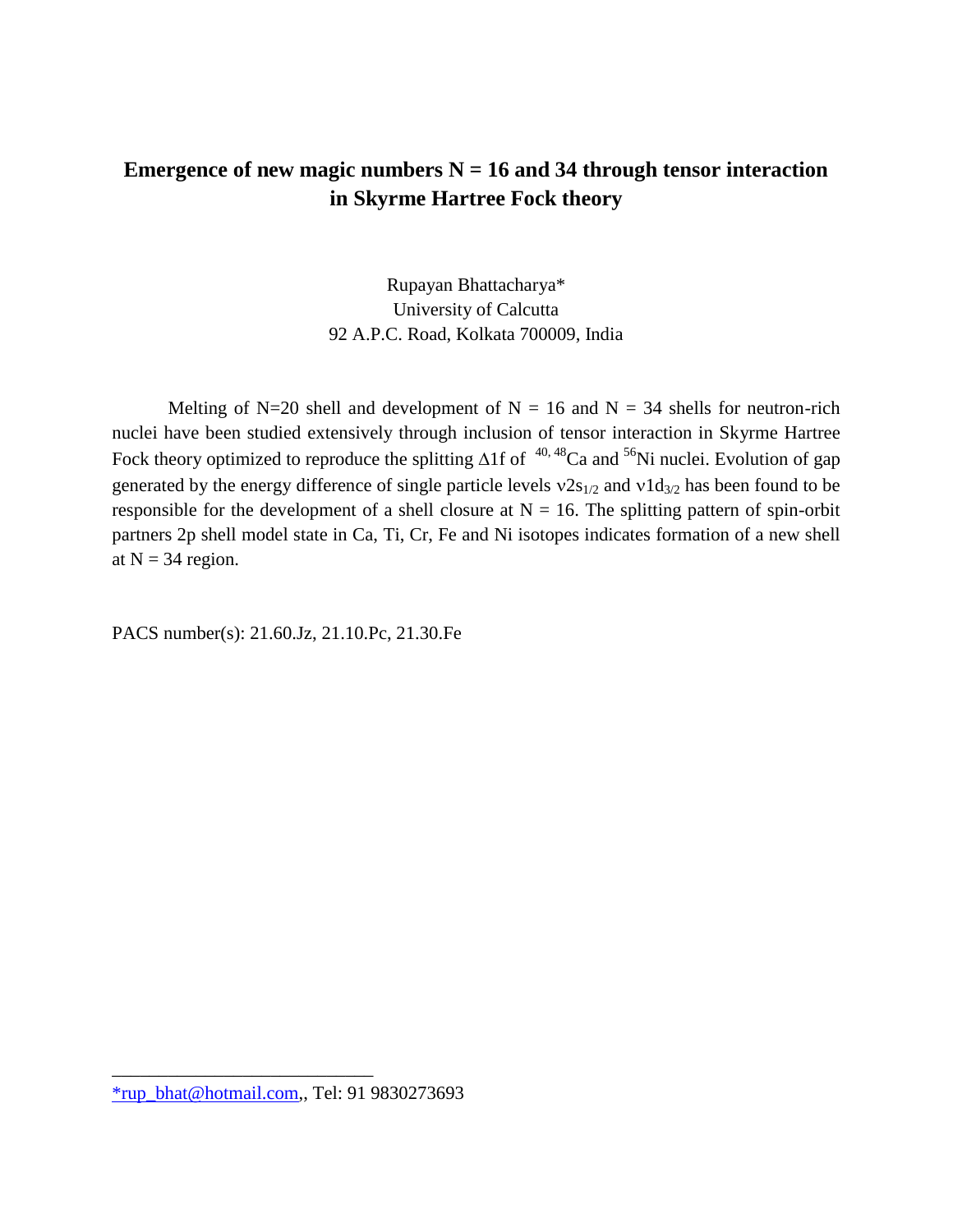# Emergence of new magic numbers N = 16 and 34 through tensor interaction in Skyrme Hartree Fock theory

Rupayan Bhattacharya*
University of Calcutta
92 A.P.C. Road, Kolkata 700009, India

Melting of N=20 shell and development of N = 16 and N = 34 shells for neutron-rich nuclei have been studied extensively through inclusion of tensor interaction in Skyrme Hartree Fock theory optimized to reproduce the splitting $\Delta$1f of $^{40, 48}$Ca and $^{56}$Ni nuclei. Evolution of gap generated by the energy difference of single particle levels $\nu 2s_{1/2}$ and $\nu 1d_{3/2}$ has been found to be responsible for the development of a shell closure at N = 16. The splitting pattern of spin-orbit partners 2p shell model state in Ca, Ti, Cr, Fe and Ni isotopes indicates formation of a new shell at N = 34 region.

PACS number(s): 21.60.Jz, 21.10.Pc, 21.30.Fe

---

*rup_bhat@hotmail.com,, Tel: 91 9830273693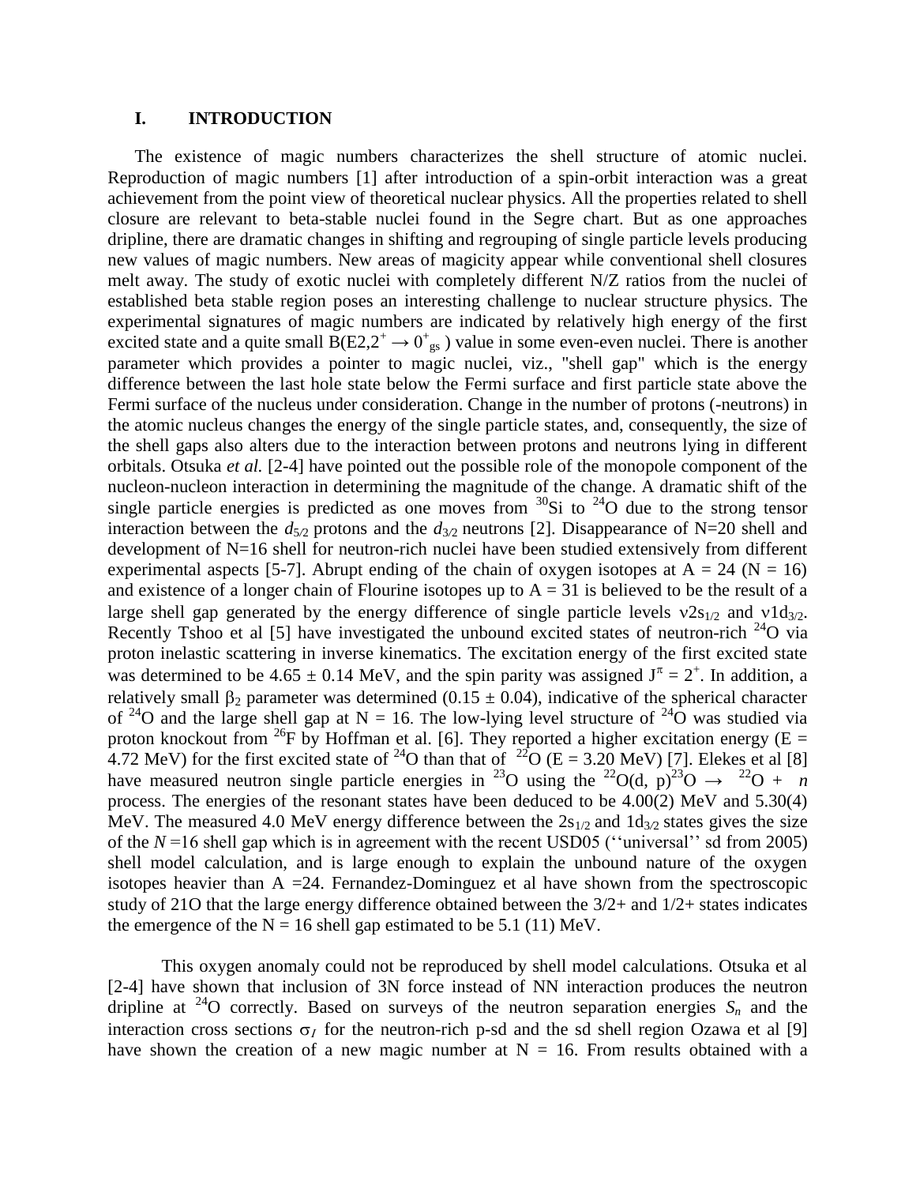## I. INTRODUCTION

The existence of magic numbers characterizes the shell structure of atomic nuclei. Reproduction of magic numbers [1] after introduction of a spin-orbit interaction was a great achievement from the point view of theoretical nuclear physics. All the properties related to shell closure are relevant to beta-stable nuclei found in the Segre chart. But as one approaches dripline, there are dramatic changes in shifting and regrouping of single particle levels producing new values of magic numbers. New areas of magicity appear while conventional shell closures melt away. The study of exotic nuclei with completely different N/Z ratios from the nuclei of established beta stable region poses an interesting challenge to nuclear structure physics. The experimental signatures of magic numbers are indicated by relatively high energy of the first excited state and a quite small $B(E2, 2^+ \rightarrow 0^+_{gs})$ value in some even-even nuclei. There is another parameter which provides a pointer to magic nuclei, viz., "shell gap" which is the energy difference between the last hole state below the Fermi surface and first particle state above the Fermi surface of the nucleus under consideration. Change in the number of protons (-neutrons) in the atomic nucleus changes the energy of the single particle states, and, consequently, the size of the shell gaps also alters due to the interaction between protons and neutrons lying in different orbitals. Otsuka *et al.* [2-4] have pointed out the possible role of the monopole component of the nucleon-nucleon interaction in determining the magnitude of the change. A dramatic shift of the single particle energies is predicted as one moves from $^{30}$Si to $^{24}$O due to the strong tensor interaction between the $d_{5/2}$ protons and the $d_{3/2}$ neutrons [2]. Disappearance of N=20 shell and development of N=16 shell for neutron-rich nuclei have been studied extensively from different experimental aspects [5-7]. Abrupt ending of the chain of oxygen isotopes at A = 24 (N = 16) and existence of a longer chain of Flourine isotopes up to A = 31 is believed to be the result of a large shell gap generated by the energy difference of single particle levels $\nu 2s_{1/2}$ and $\nu 1d_{3/2}$. Recently Tshoo et al [5] have investigated the unbound excited states of neutron-rich $^{24}$O via proton inelastic scattering in inverse kinematics. The excitation energy of the first excited state was determined to be 4.65 ± 0.14 MeV, and the spin parity was assigned $J^\pi = 2^+$. In addition, a relatively small $\beta_2$ parameter was determined (0.15 ± 0.04), indicative of the spherical character of $^{24}$O and the large shell gap at N = 16. The low-lying level structure of $^{24}$O was studied via proton knockout from $^{26}$F by Hoffman et al. [6]. They reported a higher excitation energy (E = 4.72 MeV) for the first excited state of $^{24}$O than that of $^{22}$O (E = 3.20 MeV) [7]. Elekes et al [8] have measured neutron single particle energies in $^{23}$O using the $^{22}$O(d, p)$^{23}$O → $^{22}$O + *n* process. The energies of the resonant states have been deduced to be 4.00(2) MeV and 5.30(4) MeV. The measured 4.0 MeV energy difference between the $2s_{1/2}$ and $1d_{3/2}$ states gives the size of the *N* =16 shell gap which is in agreement with the recent USD05 (''universal'' sd from 2005) shell model calculation, and is large enough to explain the unbound nature of the oxygen isotopes heavier than A =24. Fernandez-Dominguez et al have shown from the spectroscopic study of 21O that the large energy difference obtained between the 3/2+ and 1/2+ states indicates the emergence of the N = 16 shell gap estimated to be 5.1 (11) MeV.

This oxygen anomaly could not be reproduced by shell model calculations. Otsuka et al [2-4] have shown that inclusion of 3N force instead of NN interaction produces the neutron dripline at $^{24}$O correctly. Based on surveys of the neutron separation energies $S_n$ and the interaction cross sections $\sigma_I$ for the neutron-rich p-sd and the sd shell region Ozawa et al [9] have shown the creation of a new magic number at N = 16. From results obtained with a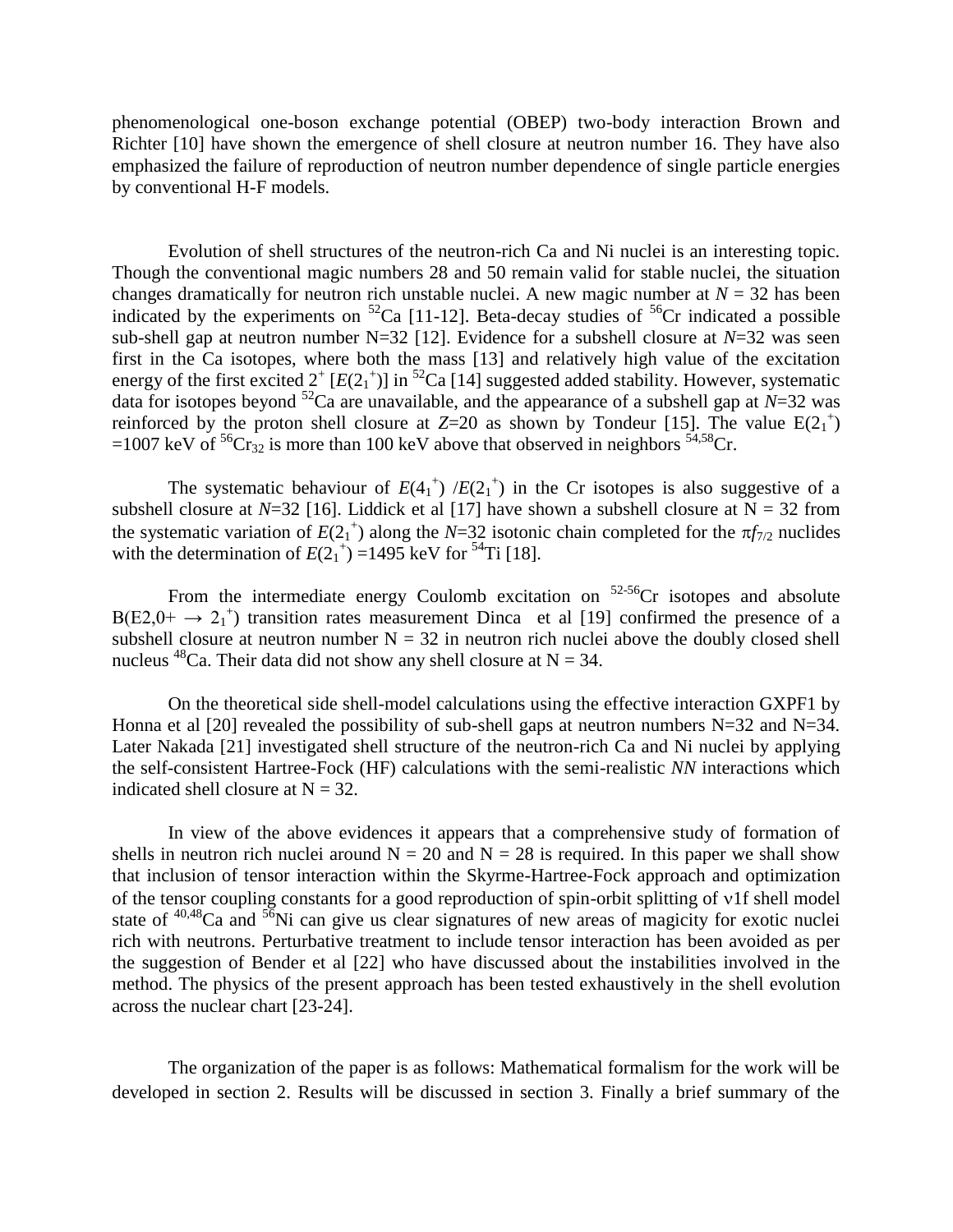phenomenological one-boson exchange potential (OBEP) two-body interaction Brown and Richter [10] have shown the emergence of shell closure at neutron number 16. They have also emphasized the failure of reproduction of neutron number dependence of single particle energies by conventional H-F models.

Evolution of shell structures of the neutron-rich Ca and Ni nuclei is an interesting topic. Though the conventional magic numbers 28 and 50 remain valid for stable nuclei, the situation changes dramatically for neutron rich unstable nuclei. A new magic number at $N = 32$ has been indicated by the experiments on $^{52}$Ca [11-12]. Beta-decay studies of $^{56}$Cr indicated a possible sub-shell gap at neutron number N=32 [12]. Evidence for a subshell closure at $N$=32 was seen first in the Ca isotopes, where both the mass [13] and relatively high value of the excitation energy of the first excited $2^+$ [$E(2_1^+)$] in $^{52}$Ca [14] suggested added stability. However, systematic data for isotopes beyond $^{52}$Ca are unavailable, and the appearance of a subshell gap at $N$=32 was reinforced by the proton shell closure at $Z$=20 as shown by Tondeur [15]. The value $E(2_1^+)$ =1007 keV of $^{56}$Cr$_{32}$ is more than 100 keV above that observed in neighbors $^{54,58}$Cr.

The systematic behaviour of $E(4_1^+)/E(2_1^+)$ in the Cr isotopes is also suggestive of a subshell closure at $N$=32 [16]. Liddick et al [17] have shown a subshell closure at N = 32 from the systematic variation of $E(2_1^+)$ along the $N$=32 isotonic chain completed for the $\pi f_{7/2}$ nuclides with the determination of $E(2_1^+)$ =1495 keV for $^{54}$Ti [18].

From the intermediate energy Coulomb excitation on $^{52\text{-}56}$Cr isotopes and absolute $B(E2, 0+ \rightarrow 2_1^+)$ transition rates measurement Dinca et al [19] confirmed the presence of a subshell closure at neutron number N = 32 in neutron rich nuclei above the doubly closed shell nucleus $^{48}$Ca. Their data did not show any shell closure at N = 34.

On the theoretical side shell-model calculations using the effective interaction GXPF1 by Honna et al [20] revealed the possibility of sub-shell gaps at neutron numbers N=32 and N=34. Later Nakada [21] investigated shell structure of the neutron-rich Ca and Ni nuclei by applying the self-consistent Hartree-Fock (HF) calculations with the semi-realistic *NN* interactions which indicated shell closure at N = 32.

In view of the above evidences it appears that a comprehensive study of formation of shells in neutron rich nuclei around N = 20 and N = 28 is required. In this paper we shall show that inclusion of tensor interaction within the Skyrme-Hartree-Fock approach and optimization of the tensor coupling constants for a good reproduction of spin-orbit splitting of ν1f shell model state of $^{40,48}$Ca and $^{56}$Ni can give us clear signatures of new areas of magicity for exotic nuclei rich with neutrons. Perturbative treatment to include tensor interaction has been avoided as per the suggestion of Bender et al [22] who have discussed about the instabilities involved in the method. The physics of the present approach has been tested exhaustively in the shell evolution across the nuclear chart [23-24].

The organization of the paper is as follows: Mathematical formalism for the work will be developed in section 2. Results will be discussed in section 3. Finally a brief summary of the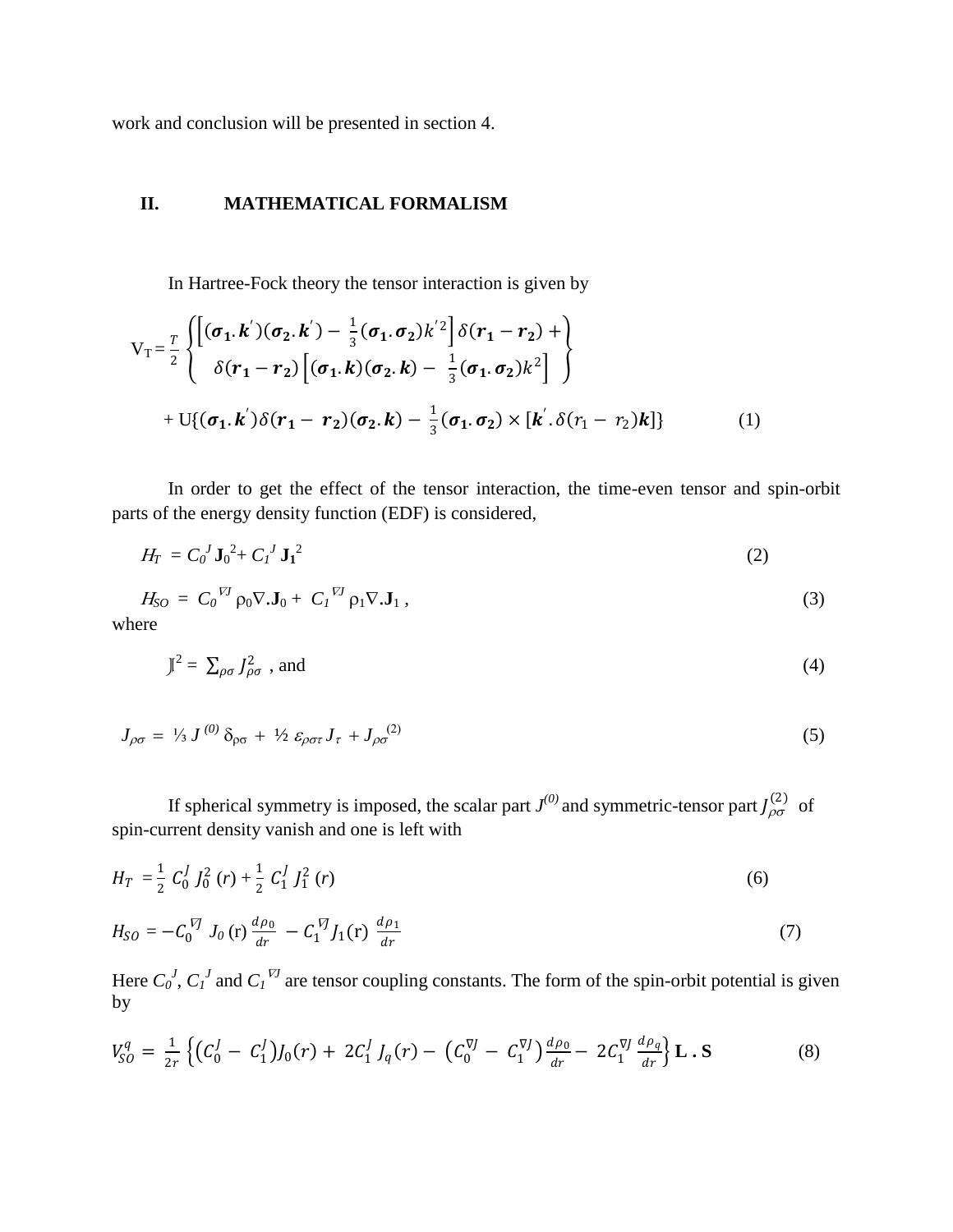work and conclusion will be presented in section 4.

## II. MATHEMATICAL FORMALISM

In Hartree-Fock theory the tensor interaction is given by

$$V_T = \frac{T}{2}\left\{\begin{matrix}\left[(\boldsymbol{\sigma_1}.\boldsymbol{k}')(\boldsymbol{\sigma_2}.\boldsymbol{k}') - \frac{1}{3}(\boldsymbol{\sigma_1}.\boldsymbol{\sigma_2})k'^2\right]\delta(\boldsymbol{r_1}-\boldsymbol{r_2}) + \\ \delta(\boldsymbol{r_1}-\boldsymbol{r_2})\left[(\boldsymbol{\sigma_1}.\boldsymbol{k})(\boldsymbol{\sigma_2}.\boldsymbol{k}) - \frac{1}{3}(\boldsymbol{\sigma_1}.\boldsymbol{\sigma_2})k^2\right]\end{matrix}\right\}$$

$$+ \text{U}\{(\boldsymbol{\sigma_1}.\boldsymbol{k}')\delta(\boldsymbol{r_1}-\boldsymbol{r_2})(\boldsymbol{\sigma_2}.\boldsymbol{k}) - \frac{1}{3}(\boldsymbol{\sigma_1}.\boldsymbol{\sigma_2}) \times [\boldsymbol{k}'.\delta(r_1 - r_2)\boldsymbol{k}]\} \tag{1}$$

In order to get the effect of the tensor interaction, the time-even tensor and spin-orbit parts of the energy density function (EDF) is considered,

$$\mathcal{H}_T = C_0^J\,\mathbf{J}_0^2 + C_1^J\,\mathbf{J}_1^2 \tag{2}$$

$$\mathcal{H}_{SO} = C_0^{\nabla J}\,\rho_0\nabla.\mathbf{J}_0 + C_1^{\nabla J}\,\rho_1\nabla.\mathbf{J}_1\,, \tag{3}$$

where

$$\mathbb{J}^2 = \sum_{\rho\sigma} J_{\rho\sigma}^2\,, \text{ and} \tag{4}$$

$$J_{\rho\sigma} = \tfrac{1}{3}\,J^{(0)}\,\delta_{\rho\sigma} + \tfrac{1}{2}\,\varepsilon_{\rho\sigma\tau}\,J_\tau + J_{\rho\sigma}^{(2)} \tag{5}$$

If spherical symmetry is imposed, the scalar part $J^{(0)}$ and symmetric-tensor part $J_{\rho\sigma}^{(2)}$ of spin-current density vanish and one is left with

$$H_T = \frac{1}{2}\,C_0^J\,J_0^2\,(r) + \frac{1}{2}\,C_1^J\,J_1^2\,(r) \tag{6}$$

$$H_{SO} = -C_0^{\nabla J}\,J_0\,(\text{r})\,\frac{d\rho_0}{dr} - C_1^{\nabla J}J_1(\text{r})\,\frac{d\rho_1}{dr} \tag{7}$$

Here $C_0^J$, $C_1^J$ and $C_1^{\nabla J}$ are tensor coupling constants. The form of the spin-orbit potential is given by

$$V_{SO}^q = \frac{1}{2r}\left\{\left(C_0^J - C_1^J\right)J_0(r) + 2C_1^J\,J_q(r) - \left(C_0^{\nabla J} - C_1^{\nabla J}\right)\frac{d\rho_0}{dr} - 2C_1^{\nabla J}\,\frac{d\rho_q}{dr}\right\}\mathbf{L}\,.\,\mathbf{S} \tag{8}$$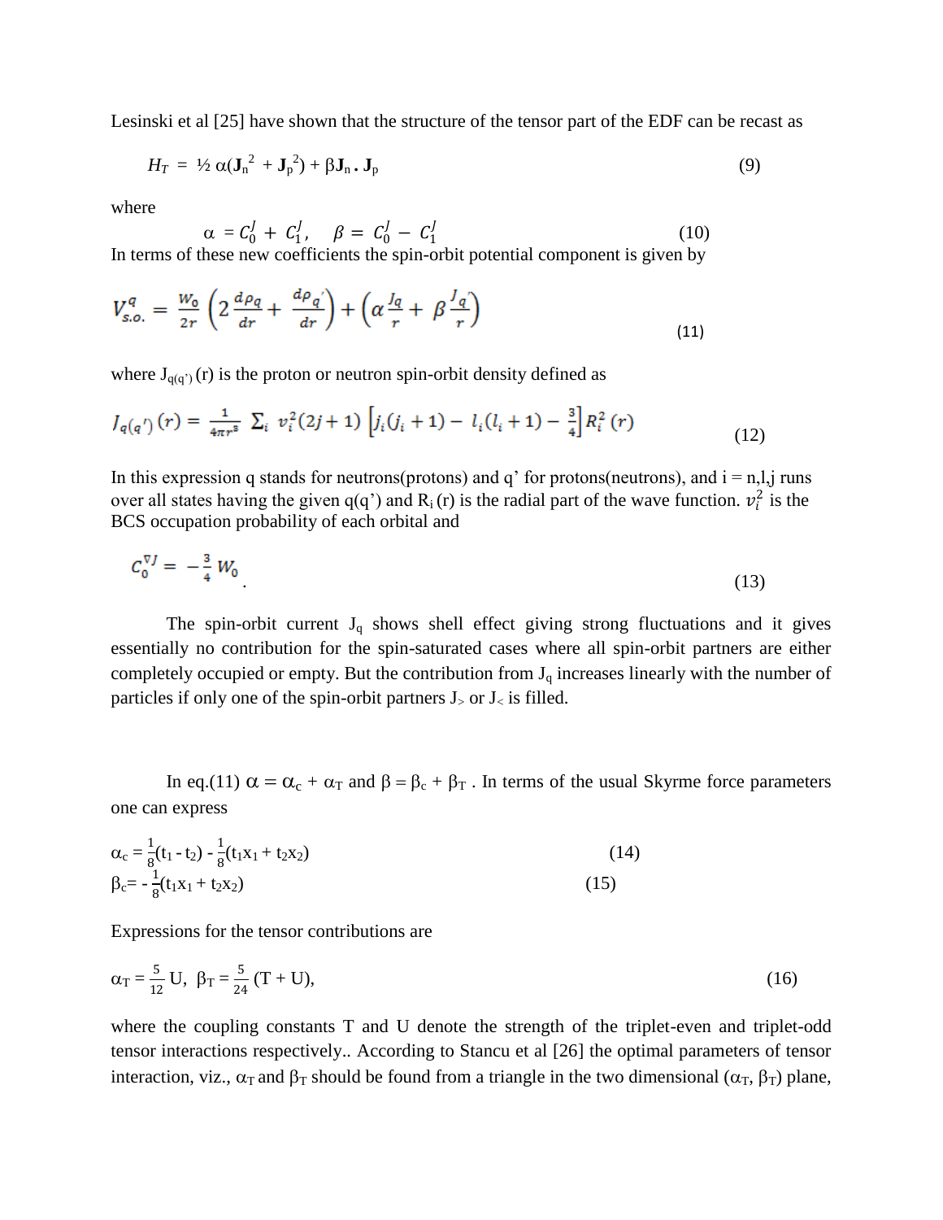Lesinski et al [25] have shown that the structure of the tensor part of the EDF can be recast as

$$H_T = ½ \alpha(\mathbf{J}_n^2 + \mathbf{J}_p^2) + \beta \mathbf{J}_n . \mathbf{J}_p \tag{9}$$

where

$$\alpha = C_0^J + C_1^J, \quad \beta = C_0^J - C_1^J \tag{10}$$

In terms of these new coefficients the spin-orbit potential component is given by

$$V_{s.o.}^q = \frac{W_0}{2r}\left(2\frac{d\rho_q}{dr} + \frac{d\rho_{q'}}{dr}\right) + \left(\alpha\frac{J_q}{r} + \beta\frac{J_{q'}}{r}\right) \tag{11}$$

where $J_{q(q')}(r)$ is the proton or neutron spin-orbit density defined as

$$J_{q(q')}(r) = \frac{1}{4\pi r^3}\sum_i v_i^2(2j+1)\left[j_i(j_i+1) - l_i(l_i+1) - \frac{3}{4}\right]R_i^2(r) \tag{12}$$

In this expression q stands for neutrons(protons) and q' for protons(neutrons), and i = n,l,j runs over all states having the given q(q') and $R_i(r)$ is the radial part of the wave function. $v_i^2$ is the BCS occupation probability of each orbital and

$$C_0^{\nabla J} = -\frac{3}{4}W_0 . \tag{13}$$

The spin-orbit current $J_q$ shows shell effect giving strong fluctuations and it gives essentially no contribution for the spin-saturated cases where all spin-orbit partners are either completely occupied or empty. But the contribution from $J_q$ increases linearly with the number of particles if only one of the spin-orbit partners $J_>$ or $J_<$ is filled.

In eq.(11) $\alpha = \alpha_c + \alpha_T$ and $\beta = \beta_c + \beta_T$ . In terms of the usual Skyrme force parameters one can express

$$\alpha_c = \frac{1}{8}(t_1 - t_2) - \frac{1}{8}(t_1x_1 + t_2x_2) \tag{14}$$

$$\beta_c = -\frac{1}{8}(t_1x_1 + t_2x_2) \tag{15}$$

Expressions for the tensor contributions are

$$\alpha_T = \frac{5}{12}U, \ \ \beta_T = \frac{5}{24}(T + U), \tag{16}$$

where the coupling constants T and U denote the strength of the triplet-even and triplet-odd tensor interactions respectively.. According to Stancu et al [26] the optimal parameters of tensor interaction, viz., $\alpha_T$ and $\beta_T$ should be found from a triangle in the two dimensional ($\alpha_T$, $\beta_T$) plane,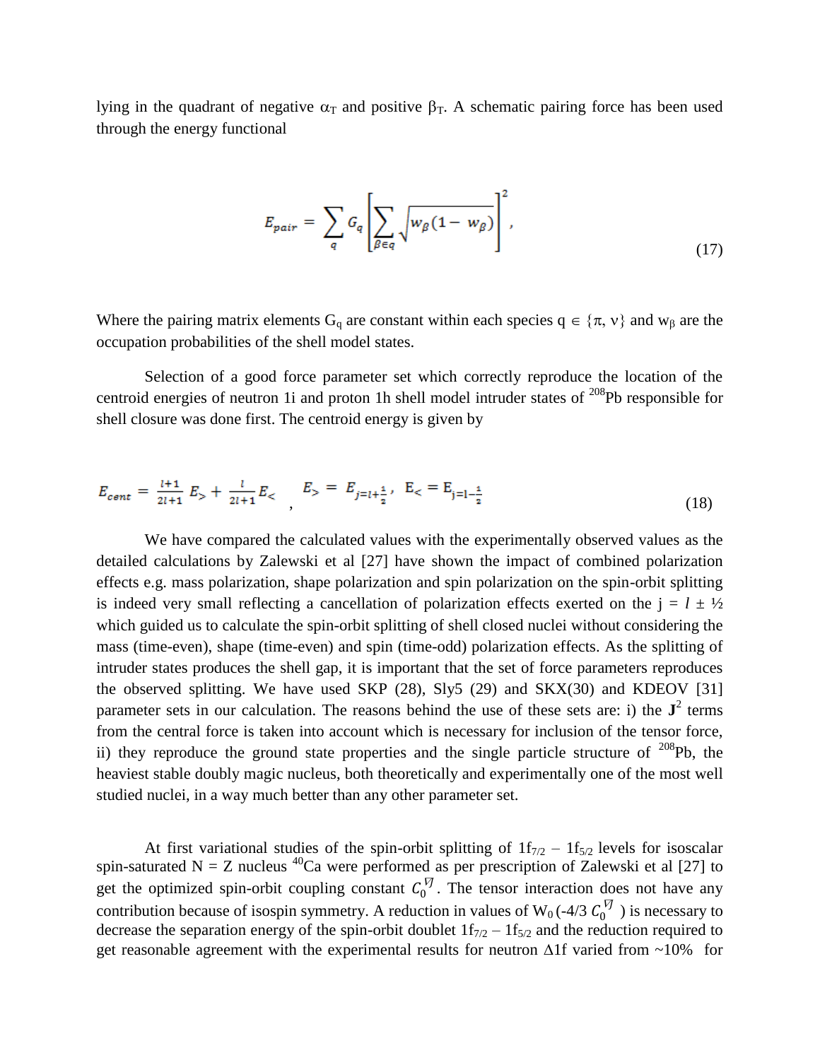lying in the quadrant of negative $\alpha_T$ and positive $\beta_T$. A schematic pairing force has been used through the energy functional

$$E_{pair} = \sum_q G_q \left[ \sum_{\beta \in q} \sqrt{w_\beta (1 - w_\beta)} \right]^2 , \tag{17}$$

Where the pairing matrix elements $G_q$ are constant within each species $q \in \{\pi, \nu\}$ and $w_\beta$ are the occupation probabilities of the shell model states.

Selection of a good force parameter set which correctly reproduce the location of the centroid energies of neutron 1i and proton 1h shell model intruder states of $^{208}$Pb responsible for shell closure was done first. The centroid energy is given by

$$E_{cent} = \frac{l+1}{2l+1} E_> + \frac{l}{2l+1} E_< \quad , \quad E_> = E_{j=l+\frac{1}{2}}, \; E_< = E_{j=l-\frac{1}{2}} \tag{18}$$

We have compared the calculated values with the experimentally observed values as the detailed calculations by Zalewski et al [27] have shown the impact of combined polarization effects e.g. mass polarization, shape polarization and spin polarization on the spin-orbit splitting is indeed very small reflecting a cancellation of polarization effects exerted on the $j = l \pm ½$ which guided us to calculate the spin-orbit splitting of shell closed nuclei without considering the mass (time-even), shape (time-even) and spin (time-odd) polarization effects. As the splitting of intruder states produces the shell gap, it is important that the set of force parameters reproduces the observed splitting. We have used SKP (28), Sly5 (29) and SKX(30) and KDEOV [31] parameter sets in our calculation. The reasons behind the use of these sets are: i) the $\mathbf{J}^2$ terms from the central force is taken into account which is necessary for inclusion of the tensor force, ii) they reproduce the ground state properties and the single particle structure of $^{208}$Pb, the heaviest stable doubly magic nucleus, both theoretically and experimentally one of the most well studied nuclei, in a way much better than any other parameter set.

At first variational studies of the spin-orbit splitting of $1f_{7/2} - 1f_{5/2}$ levels for isoscalar spin-saturated N = Z nucleus $^{40}$Ca were performed as per prescription of Zalewski et al [27] to get the optimized spin-orbit coupling constant $C_0^{\nabla J}$. The tensor interaction does not have any contribution because of isospin symmetry. A reduction in values of $W_0$ ($-4/3\, C_0^{\nabla J}$ ) is necessary to decrease the separation energy of the spin-orbit doublet $1f_{7/2} - 1f_{5/2}$ and the reduction required to get reasonable agreement with the experimental results for neutron $\Delta$1f varied from ~10% for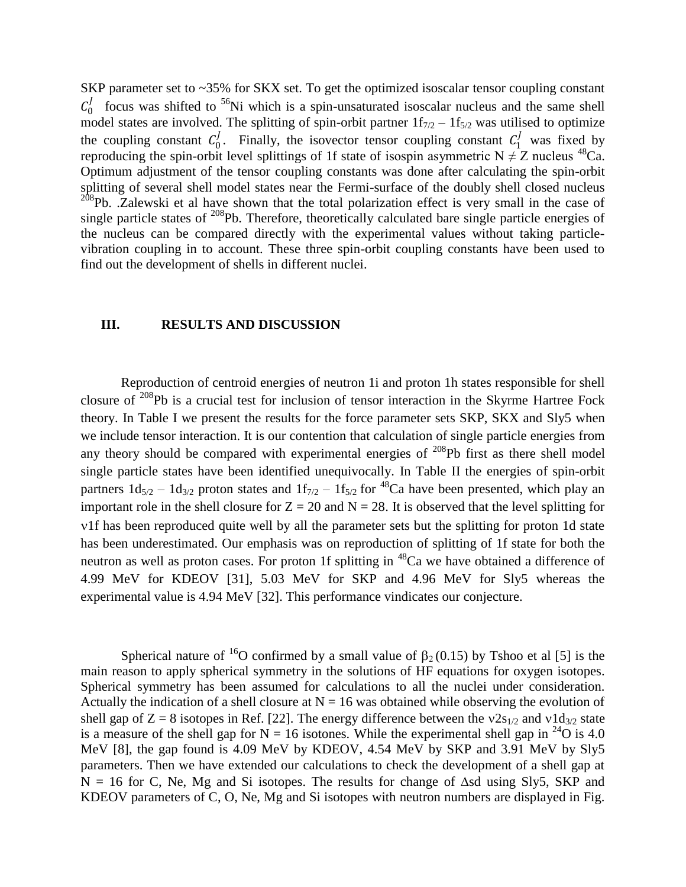SKP parameter set to ~35% for SKX set. To get the optimized isoscalar tensor coupling constant $C_0^J$ focus was shifted to $^{56}$Ni which is a spin-unsaturated isoscalar nucleus and the same shell model states are involved. The splitting of spin-orbit partner $1f_{7/2} - 1f_{5/2}$ was utilised to optimize the coupling constant $C_0^J$. Finally, the isovector tensor coupling constant $C_1^J$ was fixed by reproducing the spin-orbit level splittings of 1f state of isospin asymmetric $N \neq Z$ nucleus $^{48}$Ca. Optimum adjustment of the tensor coupling constants was done after calculating the spin-orbit splitting of several shell model states near the Fermi-surface of the doubly shell closed nucleus $^{208}$Pb. .Zalewski et al have shown that the total polarization effect is very small in the case of single particle states of $^{208}$Pb. Therefore, theoretically calculated bare single particle energies of the nucleus can be compared directly with the experimental values without taking particle-vibration coupling in to account. These three spin-orbit coupling constants have been used to find out the development of shells in different nuclei.

## III. RESULTS AND DISCUSSION

Reproduction of centroid energies of neutron 1i and proton 1h states responsible for shell closure of $^{208}$Pb is a crucial test for inclusion of tensor interaction in the Skyrme Hartree Fock theory. In Table I we present the results for the force parameter sets SKP, SKX and Sly5 when we include tensor interaction. It is our contention that calculation of single particle energies from any theory should be compared with experimental energies of $^{208}$Pb first as there shell model single particle states have been identified unequivocally. In Table II the energies of spin-orbit partners $1d_{5/2} - 1d_{3/2}$ proton states and $1f_{7/2} - 1f_{5/2}$ for $^{48}$Ca have been presented, which play an important role in the shell closure for Z = 20 and N = 28. It is observed that the level splitting for $\nu$1f has been reproduced quite well by all the parameter sets but the splitting for proton 1d state has been underestimated. Our emphasis was on reproduction of splitting of 1f state for both the neutron as well as proton cases. For proton 1f splitting in $^{48}$Ca we have obtained a difference of 4.99 MeV for KDEOV [31], 5.03 MeV for SKP and 4.96 MeV for Sly5 whereas the experimental value is 4.94 MeV [32]. This performance vindicates our conjecture.

Spherical nature of $^{16}$O confirmed by a small value of $\beta_2$ (0.15) by Tshoo et al [5] is the main reason to apply spherical symmetry in the solutions of HF equations for oxygen isotopes. Spherical symmetry has been assumed for calculations to all the nuclei under consideration. Actually the indication of a shell closure at N = 16 was obtained while observing the evolution of shell gap of Z = 8 isotopes in Ref. [22]. The energy difference between the $\nu 2s_{1/2}$ and $\nu 1d_{3/2}$ state is a measure of the shell gap for N = 16 isotones. While the experimental shell gap in $^{24}$O is 4.0 MeV [8], the gap found is 4.09 MeV by KDEOV, 4.54 MeV by SKP and 3.91 MeV by Sly5 parameters. Then we have extended our calculations to check the development of a shell gap at N = 16 for C, Ne, Mg and Si isotopes. The results for change of $\Delta$sd using Sly5, SKP and KDEOV parameters of C, O, Ne, Mg and Si isotopes with neutron numbers are displayed in Fig.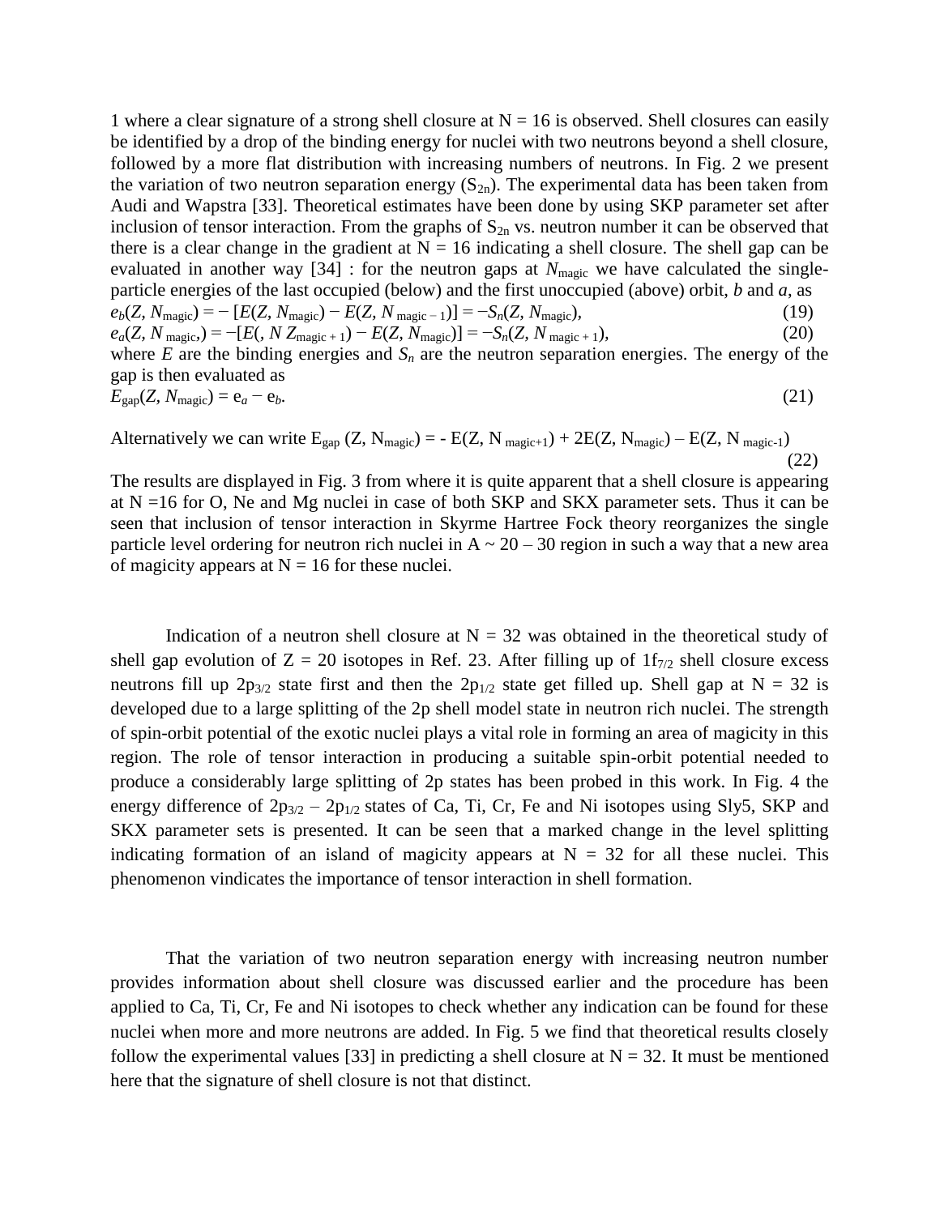1 where a clear signature of a strong shell closure at N = 16 is observed. Shell closures can easily be identified by a drop of the binding energy for nuclei with two neutrons beyond a shell closure, followed by a more flat distribution with increasing numbers of neutrons. In Fig. 2 we present the variation of two neutron separation energy ($S_{2n}$). The experimental data has been taken from Audi and Wapstra [33]. Theoretical estimates have been done by using SKP parameter set after inclusion of tensor interaction. From the graphs of $S_{2n}$ vs. neutron number it can be observed that there is a clear change in the gradient at N = 16 indicating a shell closure. The shell gap can be evaluated in another way [34] : for the neutron gaps at $N_{\text{magic}}$ we have calculated the single-particle energies of the last occupied (below) and the first unoccupied (above) orbit, *b* and *a*, as

$$e_b(Z, N_{\text{magic}}) = -[E(Z, N_{\text{magic}}) - E(Z, N_{\text{magic}-1})] = -S_n(Z, N_{\text{magic}}), \tag{19}$$

$$e_a(Z, N_{\text{magic}},) = -[E(, N\, Z_{\text{magic}+1}) - E(Z, N_{\text{magic}})] = -S_n(Z, N_{\text{magic}+1}), \tag{20}$$

where $E$ are the binding energies and $S_n$ are the neutron separation energies. The energy of the gap is then evaluated as

$$E_{\text{gap}}(Z, N_{\text{magic}}) = e_a - e_b. \tag{21}$$

Alternatively we can write

$$E_{\text{gap}}(Z, N_{\text{magic}}) = -E(Z, N_{\text{magic}+1}) + 2E(Z, N_{\text{magic}}) - E(Z, N_{\text{magic}-1}) \tag{22}$$

The results are displayed in Fig. 3 from where it is quite apparent that a shell closure is appearing at N =16 for O, Ne and Mg nuclei in case of both SKP and SKX parameter sets. Thus it can be seen that inclusion of tensor interaction in Skyrme Hartree Fock theory reorganizes the single particle level ordering for neutron rich nuclei in A ~ 20 – 30 region in such a way that a new area of magicity appears at N = 16 for these nuclei.

Indication of a neutron shell closure at N = 32 was obtained in the theoretical study of shell gap evolution of Z = 20 isotopes in Ref. 23. After filling up of $1f_{7/2}$ shell closure excess neutrons fill up $2p_{3/2}$ state first and then the $2p_{1/2}$ state get filled up. Shell gap at N = 32 is developed due to a large splitting of the 2p shell model state in neutron rich nuclei. The strength of spin-orbit potential of the exotic nuclei plays a vital role in forming an area of magicity in this region. The role of tensor interaction in producing a suitable spin-orbit potential needed to produce a considerably large splitting of 2p states has been probed in this work. In Fig. 4 the energy difference of $2p_{3/2} - 2p_{1/2}$ states of Ca, Ti, Cr, Fe and Ni isotopes using Sly5, SKP and SKX parameter sets is presented. It can be seen that a marked change in the level splitting indicating formation of an island of magicity appears at N = 32 for all these nuclei. This phenomenon vindicates the importance of tensor interaction in shell formation.

That the variation of two neutron separation energy with increasing neutron number provides information about shell closure was discussed earlier and the procedure has been applied to Ca, Ti, Cr, Fe and Ni isotopes to check whether any indication can be found for these nuclei when more and more neutrons are added. In Fig. 5 we find that theoretical results closely follow the experimental values [33] in predicting a shell closure at N = 32. It must be mentioned here that the signature of shell closure is not that distinct.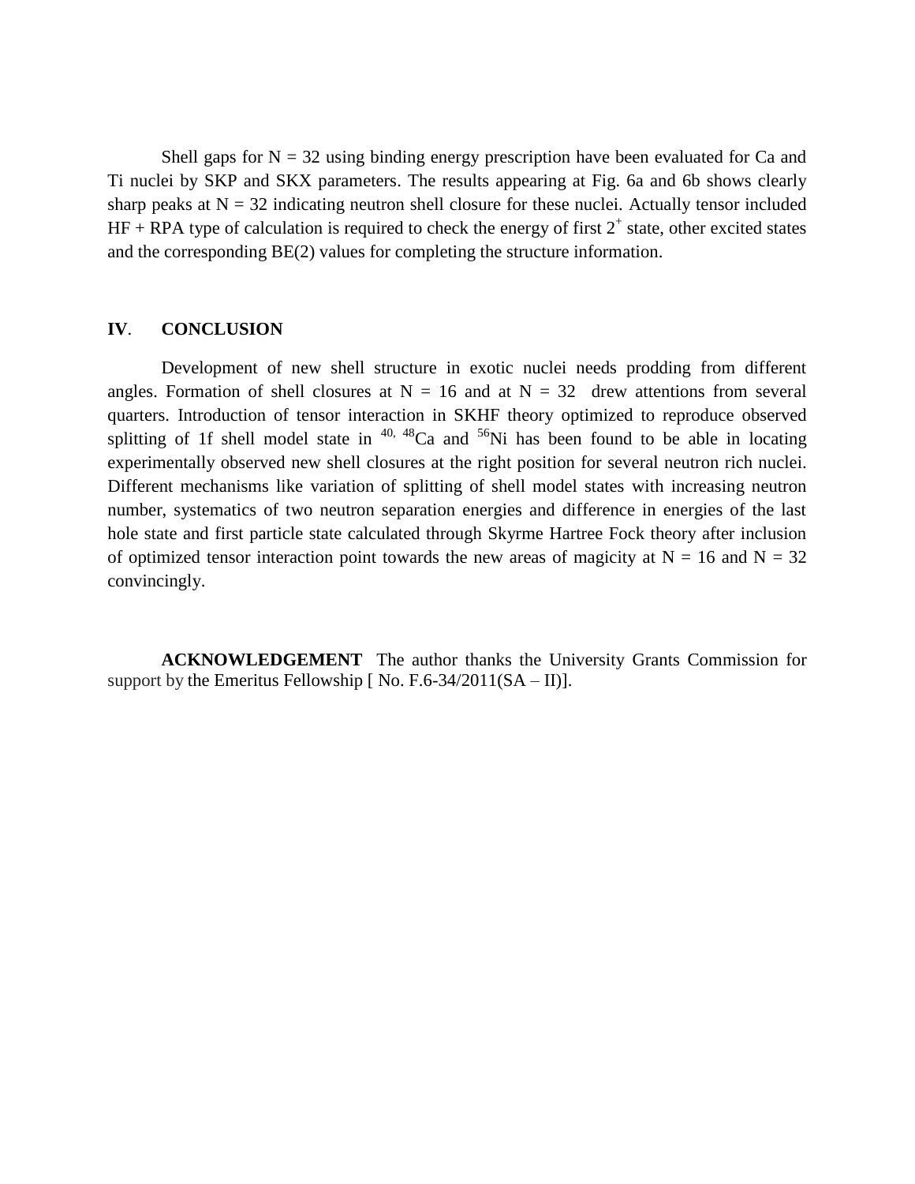Shell gaps for N = 32 using binding energy prescription have been evaluated for Ca and Ti nuclei by SKP and SKX parameters. The results appearing at Fig. 6a and 6b shows clearly sharp peaks at N = 32 indicating neutron shell closure for these nuclei. Actually tensor included HF + RPA type of calculation is required to check the energy of first $2^+$ state, other excited states and the corresponding BE(2) values for completing the structure information.

## IV. CONCLUSION

Development of new shell structure in exotic nuclei needs prodding from different angles. Formation of shell closures at N = 16 and at N = 32 drew attentions from several quarters. Introduction of tensor interaction in SKHF theory optimized to reproduce observed splitting of 1f shell model state in $^{40,\,48}$Ca and $^{56}$Ni has been found to be able in locating experimentally observed new shell closures at the right position for several neutron rich nuclei. Different mechanisms like variation of splitting of shell model states with increasing neutron number, systematics of two neutron separation energies and difference in energies of the last hole state and first particle state calculated through Skyrme Hartree Fock theory after inclusion of optimized tensor interaction point towards the new areas of magicity at N = 16 and N = 32 convincingly.

**ACKNOWLEDGEMENT** The author thanks the University Grants Commission for support by the Emeritus Fellowship [ No. F.6-34/2011(SA – II)].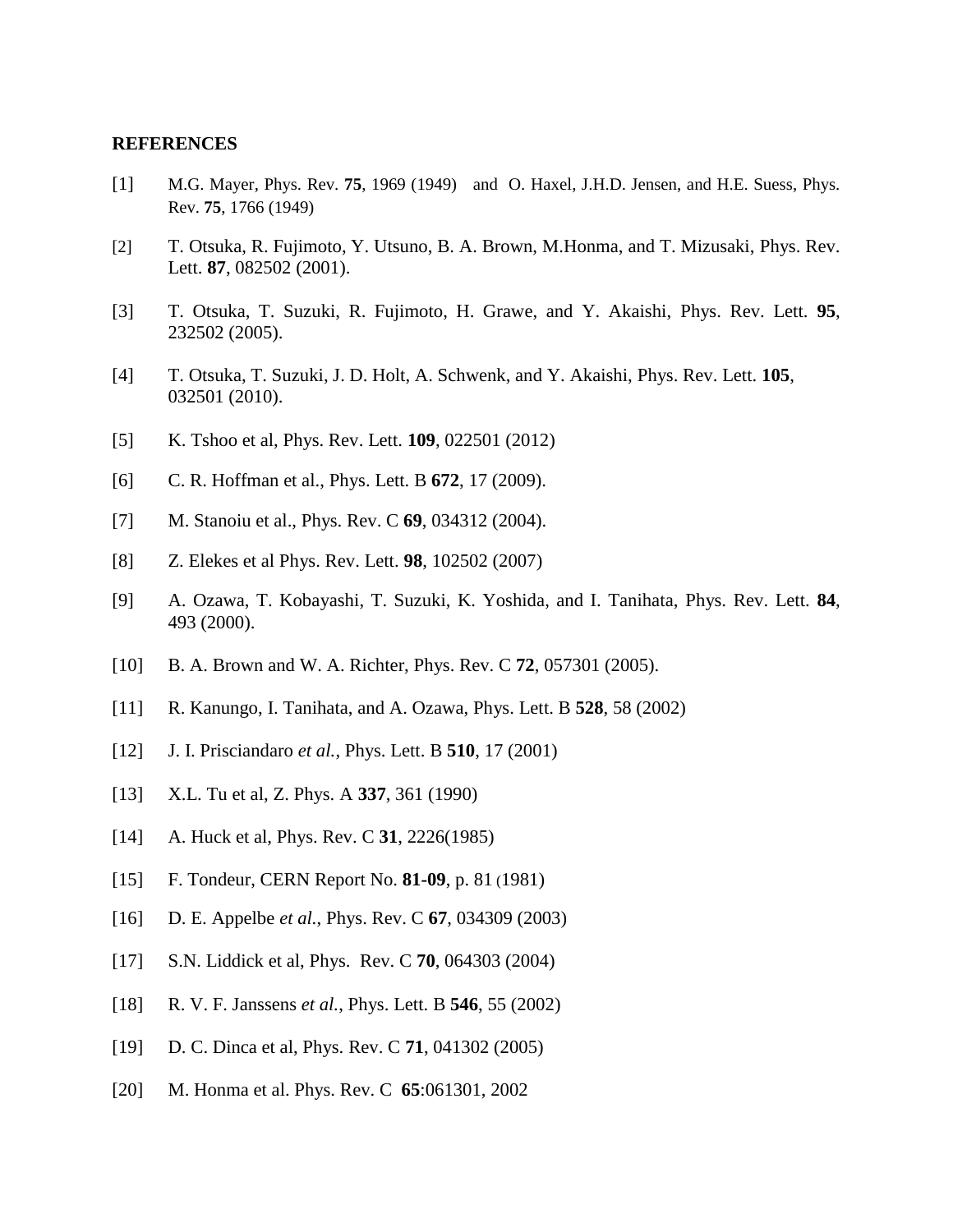## REFERENCES

[1] M.G. Mayer, Phys. Rev. **75**, 1969 (1949) and O. Haxel, J.H.D. Jensen, and H.E. Suess, Phys. Rev. **75**, 1766 (1949)

[2] T. Otsuka, R. Fujimoto, Y. Utsuno, B. A. Brown, M.Honma, and T. Mizusaki, Phys. Rev. Lett. **87**, 082502 (2001).

[3] T. Otsuka, T. Suzuki, R. Fujimoto, H. Grawe, and Y. Akaishi, Phys. Rev. Lett. **95**, 232502 (2005).

[4] T. Otsuka, T. Suzuki, J. D. Holt, A. Schwenk, and Y. Akaishi, Phys. Rev. Lett. **105**, 032501 (2010).

[5] K. Tshoo et al, Phys. Rev. Lett. **109**, 022501 (2012)

[6] C. R. Hoffman et al., Phys. Lett. B **672**, 17 (2009).

[7] M. Stanoiu et al., Phys. Rev. C **69**, 034312 (2004).

[8] Z. Elekes et al Phys. Rev. Lett. **98**, 102502 (2007)

[9] A. Ozawa, T. Kobayashi, T. Suzuki, K. Yoshida, and I. Tanihata, Phys. Rev. Lett. **84**, 493 (2000).

[10] B. A. Brown and W. A. Richter, Phys. Rev. C **72**, 057301 (2005).

[11] R. Kanungo, I. Tanihata, and A. Ozawa, Phys. Lett. B **528**, 58 (2002)

[12] J. I. Prisciandaro *et al.*, Phys. Lett. B **510**, 17 (2001)

[13] X.L. Tu et al, Z. Phys. A **337**, 361 (1990)

[14] A. Huck et al, Phys. Rev. C **31**, 2226(1985)

[15] F. Tondeur, CERN Report No. **81-09**, p. 81 (1981)

[16] D. E. Appelbe *et al.*, Phys. Rev. C **67**, 034309 (2003)

[17] S.N. Liddick et al, Phys. Rev. C **70**, 064303 (2004)

[18] R. V. F. Janssens *et al.*, Phys. Lett. B **546**, 55 (2002)

[19] D. C. Dinca et al, Phys. Rev. C **71**, 041302 (2005)

[20] M. Honma et al. Phys. Rev. C **65**:061301, 2002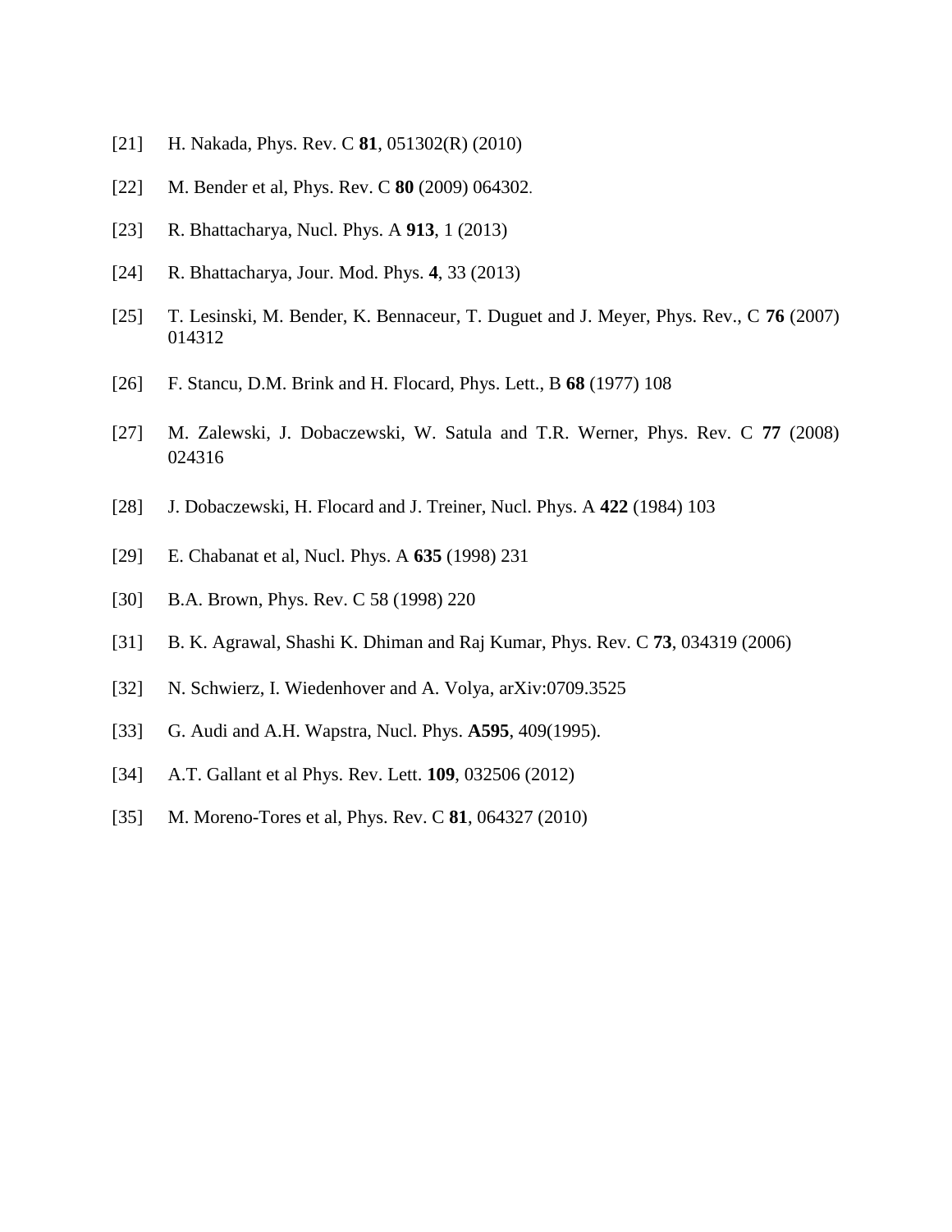[21] H. Nakada, Phys. Rev. C **81**, 051302(R) (2010)

[22] M. Bender et al, Phys. Rev. C **80** (2009) 064302.

[23] R. Bhattacharya, Nucl. Phys. A **913**, 1 (2013)

[24] R. Bhattacharya, Jour. Mod. Phys. **4**, 33 (2013)

[25] T. Lesinski, M. Bender, K. Bennaceur, T. Duguet and J. Meyer, Phys. Rev., C **76** (2007) 014312

[26] F. Stancu, D.M. Brink and H. Flocard, Phys. Lett., B **68** (1977) 108

[27] M. Zalewski, J. Dobaczewski, W. Satula and T.R. Werner, Phys. Rev. C **77** (2008) 024316

[28] J. Dobaczewski, H. Flocard and J. Treiner, Nucl. Phys. A **422** (1984) 103

[29] E. Chabanat et al, Nucl. Phys. A **635** (1998) 231

[30] B.A. Brown, Phys. Rev. C 58 (1998) 220

[31] B. K. Agrawal, Shashi K. Dhiman and Raj Kumar, Phys. Rev. C **73**, 034319 (2006)

[32] N. Schwierz, I. Wiedenhover and A. Volya, arXiv:0709.3525

[33] G. Audi and A.H. Wapstra, Nucl. Phys. **A595**, 409(1995).

[34] A.T. Gallant et al Phys. Rev. Lett. **109**, 032506 (2012)

[35] M. Moreno-Tores et al, Phys. Rev. C **81**, 064327 (2010)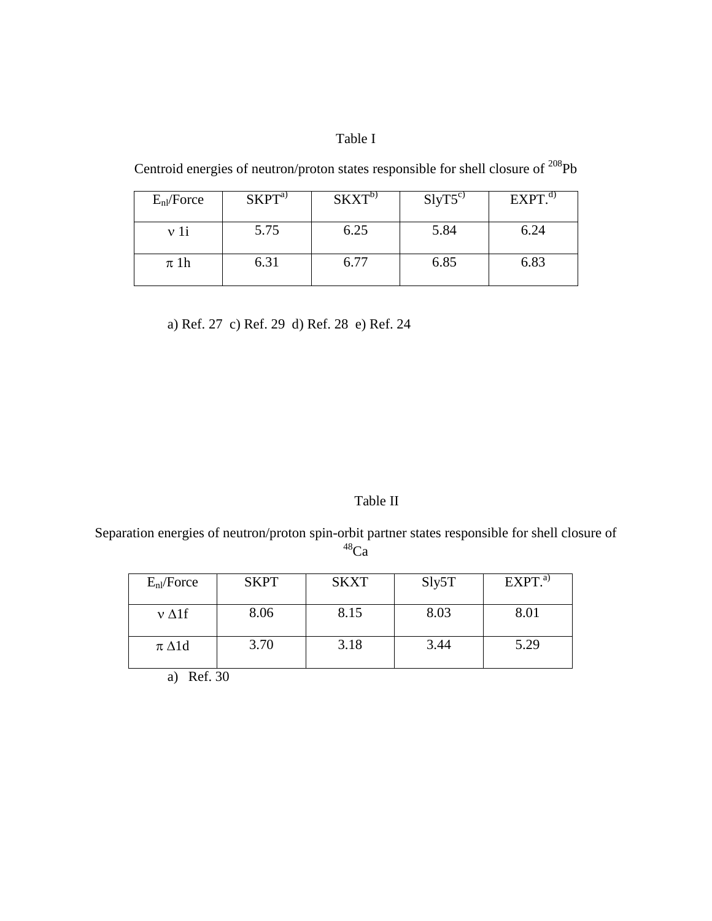Table I

Centroid energies of neutron/proton states responsible for shell closure of $^{208}$Pb

| $E_{nl}$/Force | SKPT[a)] | SKXT[b)] | SlyT5[c)] | EXPT.[d)] |
|---|---|---|---|---|
| $\nu$ 1i | 5.75 | 6.25 | 5.84 | 6.24 |
| $\pi$ 1h | 6.31 | 6.77 | 6.85 | 6.83 |

a) Ref. 27 c) Ref. 29 d) Ref. 28 e) Ref. 24

Table II

Separation energies of neutron/proton spin-orbit partner states responsible for shell closure of $^{48}$Ca

| $E_{nl}$/Force | SKPT | SKXT | Sly5T | EXPT.[a)] |
|---|---|---|---|---|
| $\nu$ $\Delta$1f | 8.06 | 8.15 | 8.03 | 8.01 |
| $\pi$ $\Delta$1d | 3.70 | 3.18 | 3.44 | 5.29 |

a) Ref. 30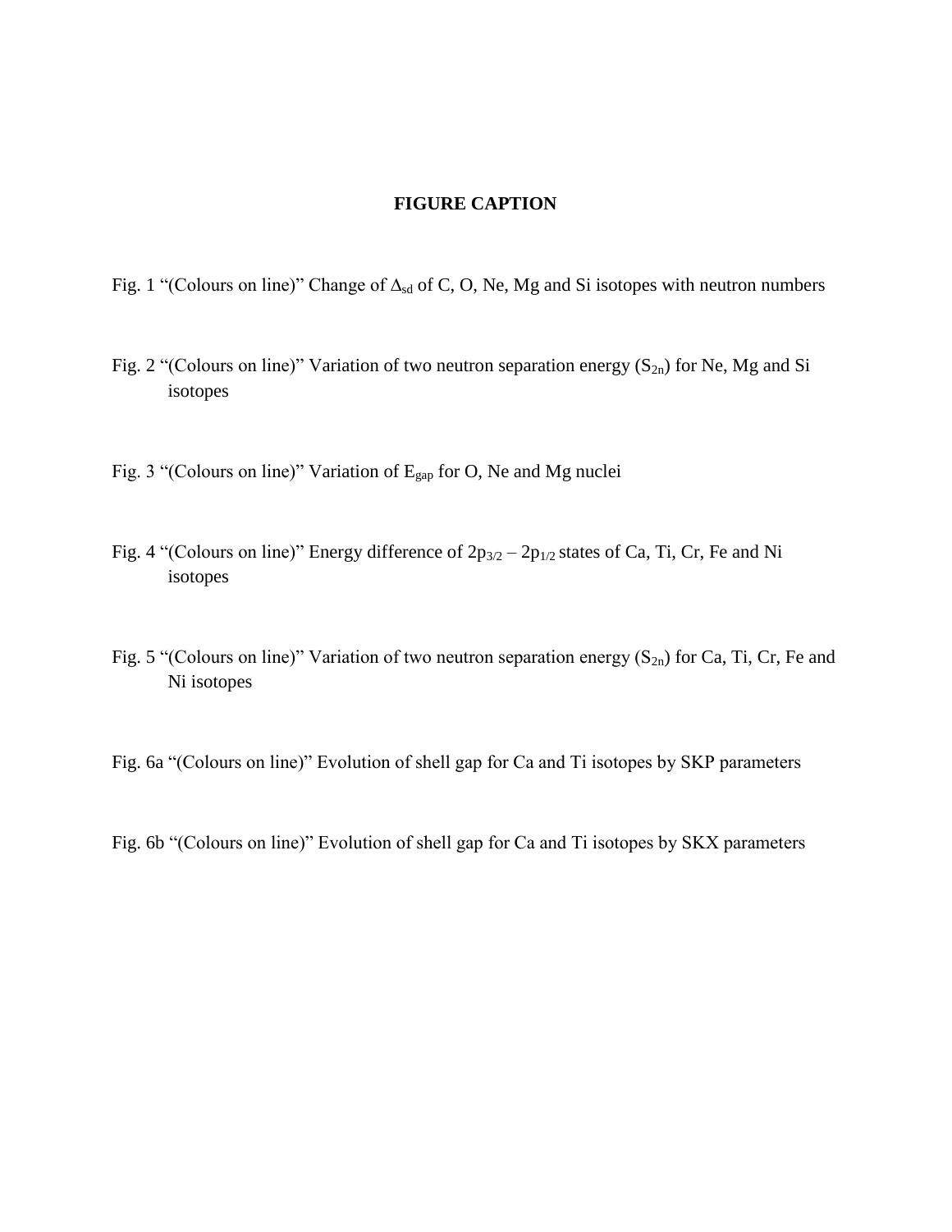## FIGURE CAPTION

Fig. 1 “(Colours on line)” Change of $\Delta_{sd}$ of C, O, Ne, Mg and Si isotopes with neutron numbers

Fig. 2 “(Colours on line)” Variation of two neutron separation energy ($S_{2n}$) for Ne, Mg and Si isotopes

Fig. 3 “(Colours on line)” Variation of $E_{gap}$ for O, Ne and Mg nuclei

Fig. 4 “(Colours on line)” Energy difference of $2p_{3/2} – 2p_{1/2}$ states of Ca, Ti, Cr, Fe and Ni isotopes

Fig. 5 “(Colours on line)” Variation of two neutron separation energy ($S_{2n}$) for Ca, Ti, Cr, Fe and Ni isotopes

Fig. 6a “(Colours on line)” Evolution of shell gap for Ca and Ti isotopes by SKP parameters

Fig. 6b “(Colours on line)” Evolution of shell gap for Ca and Ti isotopes by SKX parameters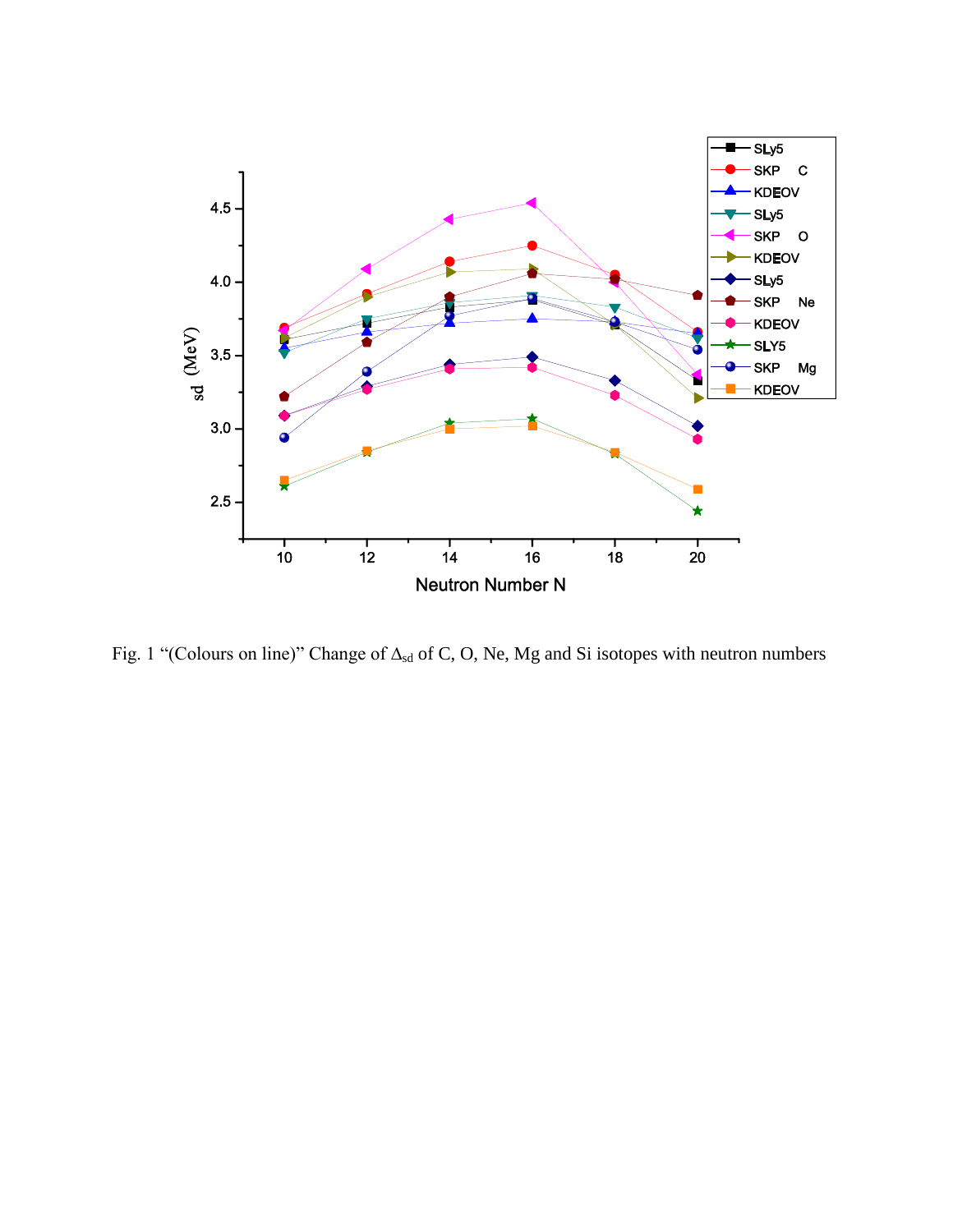4.5

4.0

3.5

3.0

2.5

sd (MeV)

10 12 14 16 18 20

Neutron Number N

SLy5
SKP C
KDEOV
SLy5
SKP O
KDEOV
SLy5
SKP Ne
KDEOV
SLY5
SKP Mg
KDEOV

Fig. 1 “(Colours on line)” Change of $\Delta_{sd}$ of C, O, Ne, Mg and Si isotopes with neutron numbers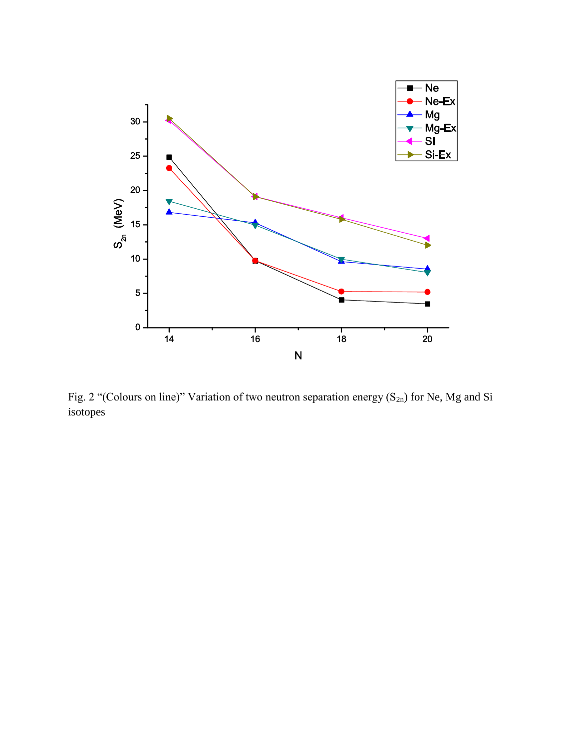Ne
Ne-Ex
Mg
Mg-Ex
SI
Si-Ex

$S_{2n}$ (MeV)

0
5
10
15
20
25
30

14
16
18
20

N

Fig. 2 "(Colours on line)" Variation of two neutron separation energy ($S_{2n}$) for Ne, Mg and Si isotopes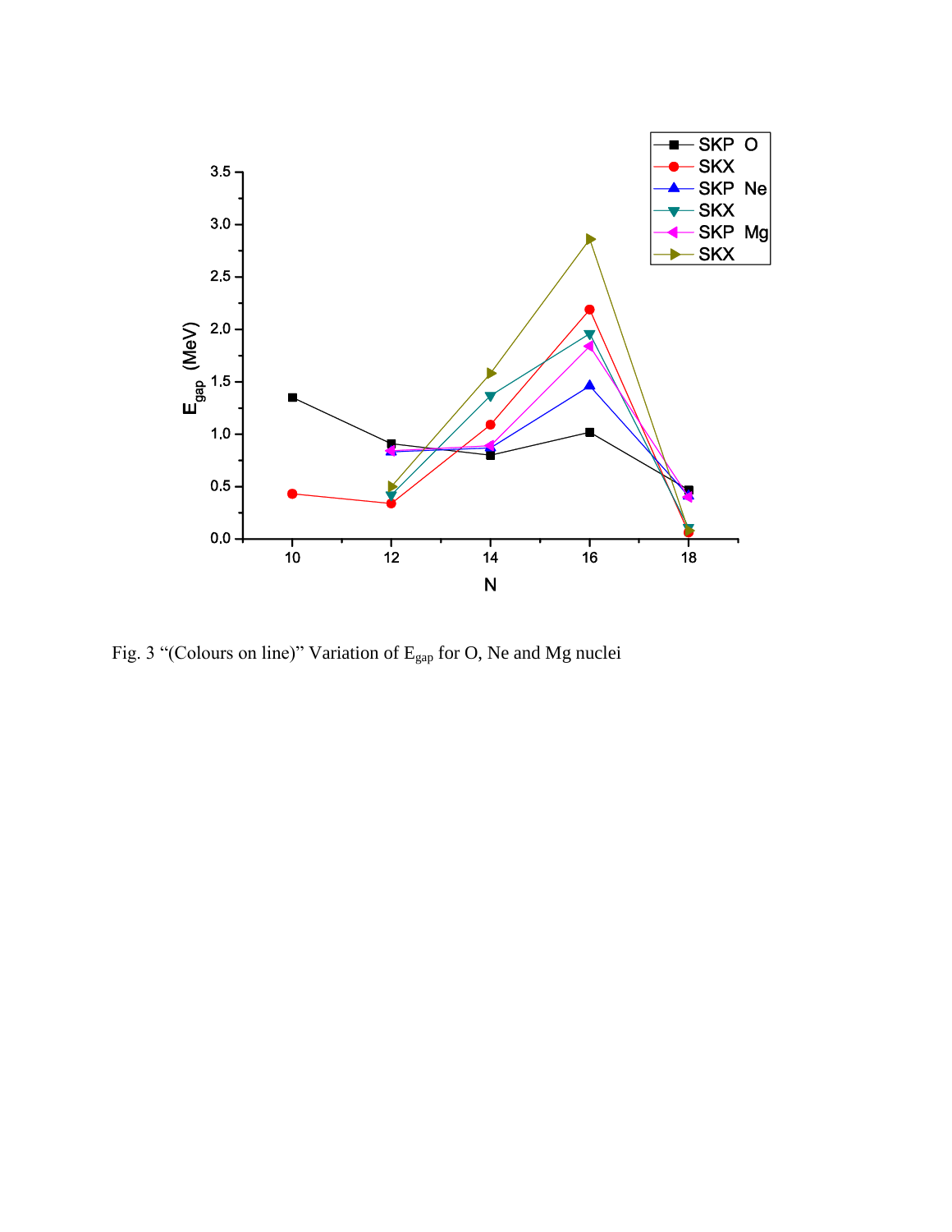SKP O
SKX
SKP Ne
SKX
SKP Mg
SKX

3.5
3.0
2.5
2.0
1.5
1.0
0.5
0.0

$E_{gap}$ (MeV)

10
12
14
16
18

N

Fig. 3 "(Colours on line)" Variation of $E_{gap}$ for O, Ne and Mg nuclei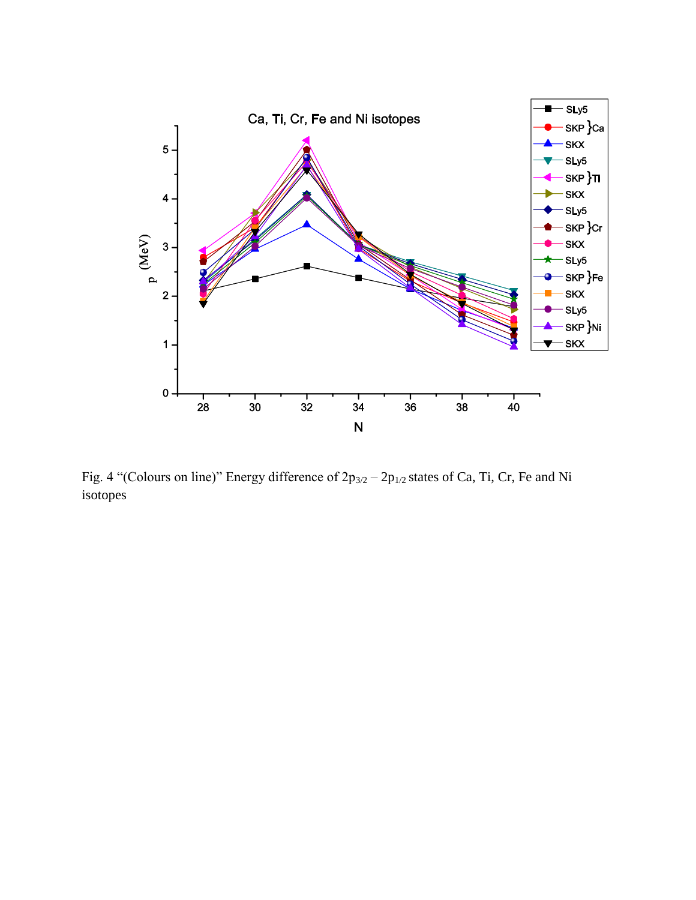Ca, Ti, Cr, Fe and Ni isotopes

p (MeV)

N

0 1 2 3 4 5

28 30 32 34 36 38 40

SLy5
SKP }Ca
SKX
SLy5
SKP }Ti
SKX
SLy5
SKP }Cr
SKX
SLy5
SKP }Fe
SKX
SLy5
SKP }Ni
SKX

Fig. 4 “(Colours on line)” Energy difference of $2p_{3/2} - 2p_{1/2}$ states of Ca, Ti, Cr, Fe and Ni isotopes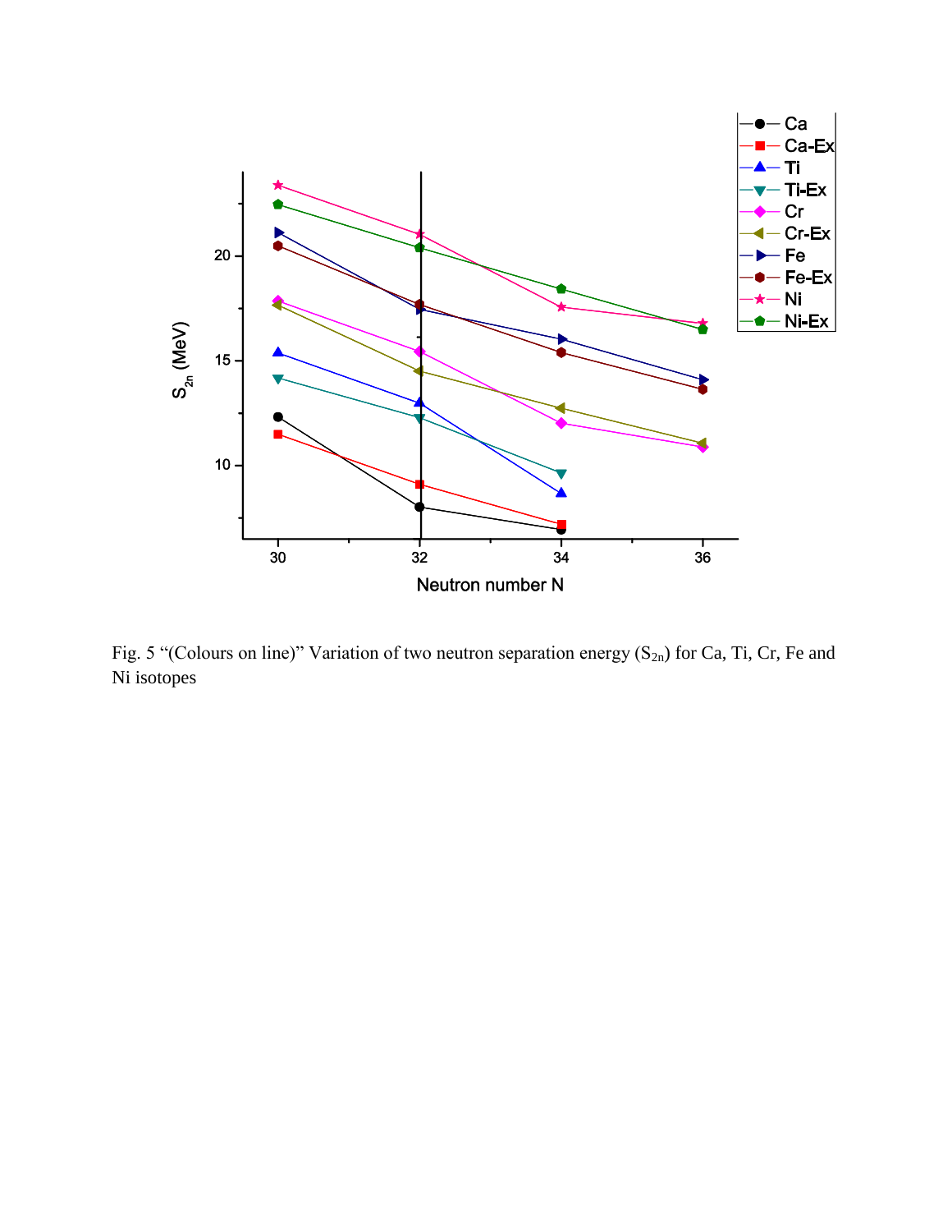$S_{2n}$ (MeV)

20

15

10

30

32

34

36

Neutron number N

Ca

Ca-Ex

Ti

Ti-Ex

Cr

Cr-Ex

Fe

Fe-Ex

Ni

Ni-Ex

Fig. 5 "(Colours on line)" Variation of two neutron separation energy ($S_{2n}$) for Ca, Ti, Cr, Fe and Ni isotopes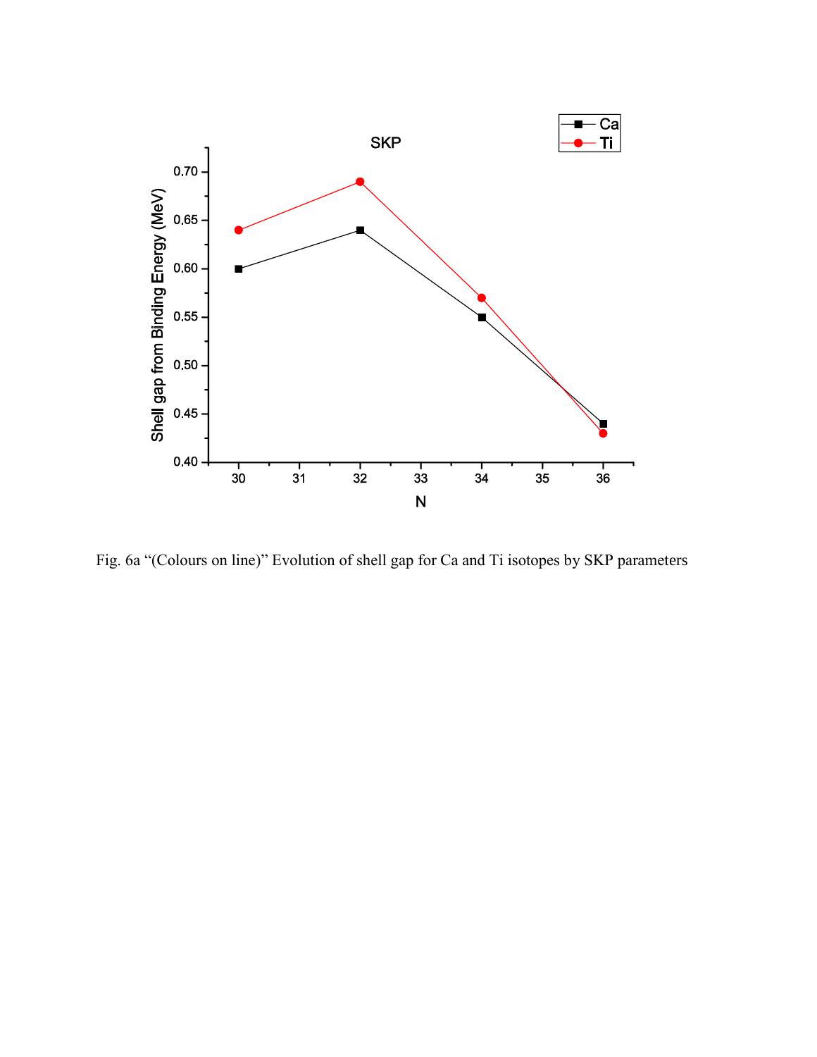SKP

Ca

Ti

Shell gap from Binding Energy (MeV)

0.70

0.65

0.60

0.55

0.50

0.45

0.40

30 31 32 33 34 35 36

N

Fig. 6a "(Colours on line)" Evolution of shell gap for Ca and Ti isotopes by SKP parameters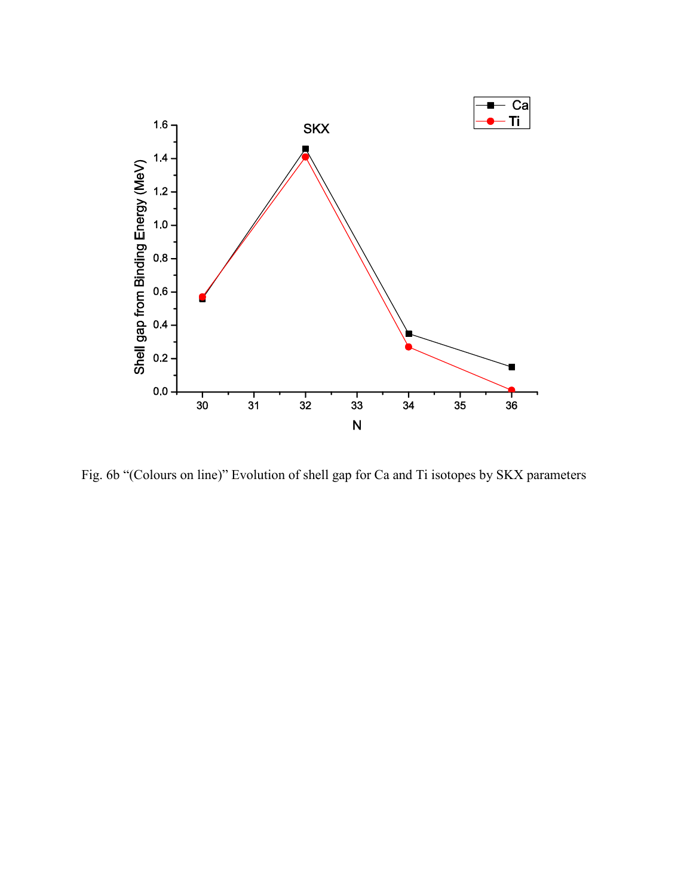SKX

Ca

Ti

Shell gap from Binding Energy (MeV)

1.6

1.4

1.2

1.0

0.8

0.6

0.4

0.2

0.0

30 31 32 33 34 35 36

N

Fig. 6b "(Colours on line)" Evolution of shell gap for Ca and Ti isotopes by SKX parameters